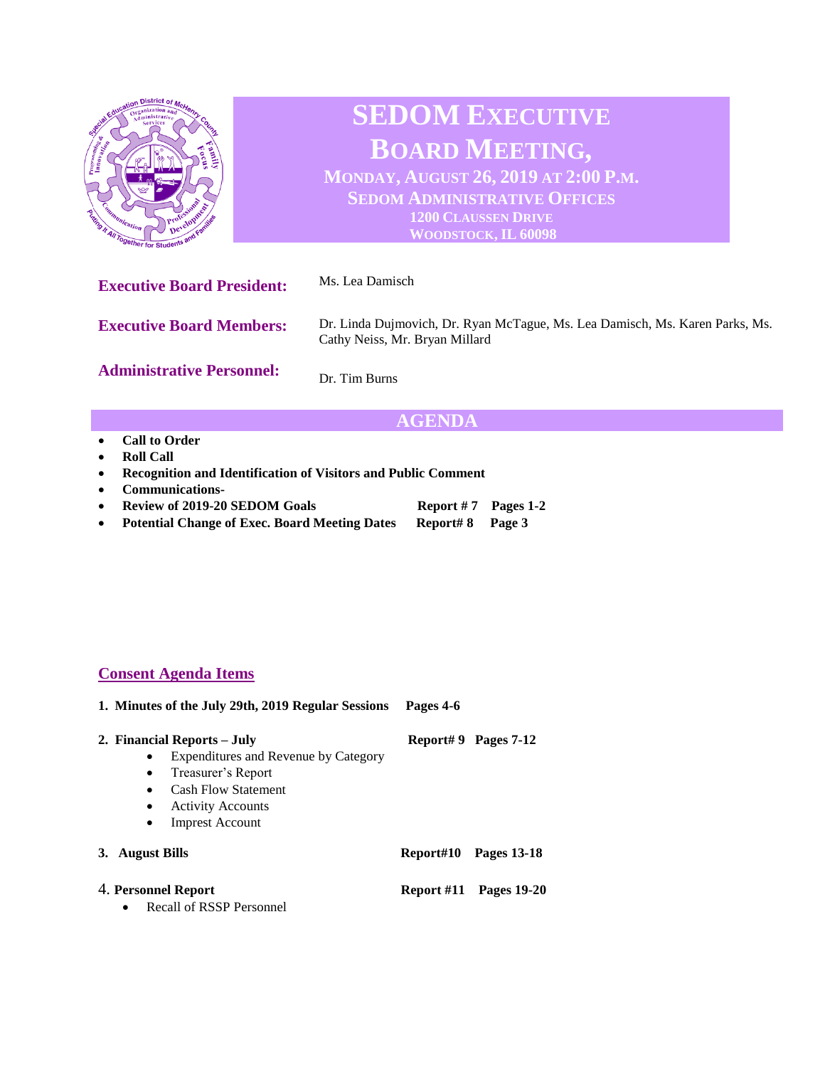# SEDOM EXECUTIVE BOARD MEETING,

**MONDAY, AUGUST 26, 2019 AT 2:00 P.M.**
**SEDOM ADMINISTRATIVE OFFICES**
**1200 CLAUSSEN DRIVE**
**WOODSTOCK, IL 60098**

**Executive Board President:** Ms. Lea Damisch

**Executive Board Members:** Dr. Linda Dujmovich, Dr. Ryan McTague, Ms. Lea Damisch, Ms. Karen Parks, Ms. Cathy Neiss, Mr. Bryan Millard

**Administrative Personnel:** Dr. Tim Burns

## AGENDA

- **Call to Order**
- **Roll Call**
- **Recognition and Identification of Visitors and Public Comment**
- **Communications-**
- **Review of 2019-20 SEDOM Goals** — **Report # 7** — **Pages 1-2**
- **Potential Change of Exec. Board Meeting Dates** — **Report# 8** — **Page 3**

## Consent Agenda Items

1. **Minutes of the July 29th, 2019 Regular Sessions** — **Pages 4-6**

2. **Financial Reports – July** — **Report# 9** — **Pages 7-12**
   - Expenditures and Revenue by Category
   - Treasurer's Report
   - Cash Flow Statement
   - Activity Accounts
   - Imprest Account

3. **August Bills** — **Report#10** — **Pages 13-18**

4. **Personnel Report** — **Report #11** — **Pages 19-20**
   - Recall of RSSP Personnel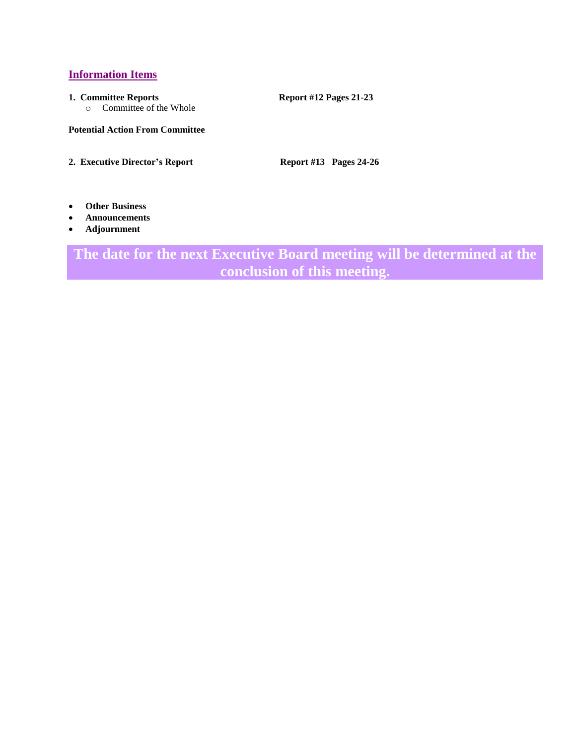## Information Items

1. **Committee Reports** **Report #12 Pages 21-23**
   - Committee of the Whole

**Potential Action From Committee**

2. **Executive Director's Report** **Report #13 Pages 24-26**

- **Other Business**
- **Announcements**
- **Adjournment**

**The date for the next Executive Board meeting will be determined at the conclusion of this meeting.**